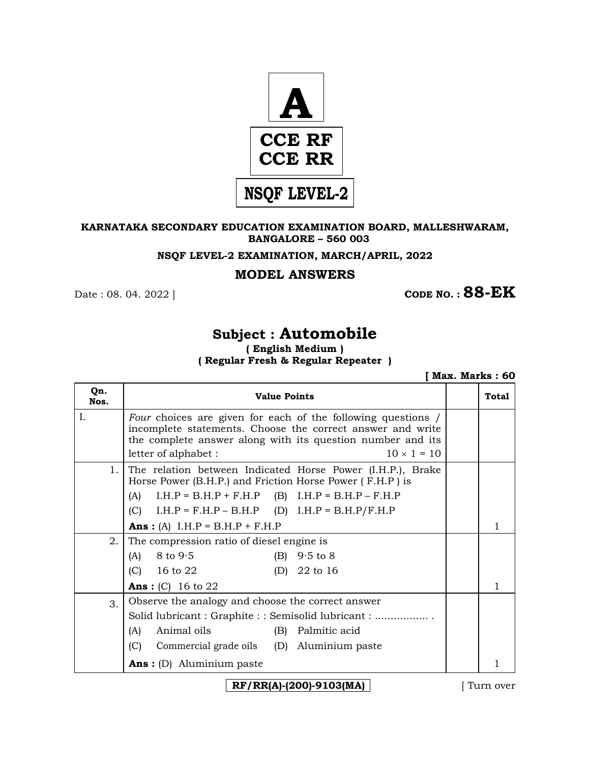**A**

**CCE RF**
**CCE RR**

**NSQF LEVEL-2**

**KARNATAKA SECONDARY EDUCATION EXAMINATION BOARD, MALLESHWARAM, BANGALORE – 560 003**

**NSQF LEVEL-2 EXAMINATION, MARCH/APRIL, 2022**

## MODEL ANSWERS

Date : 08. 04. 2022 ] **CODE NO. : 88-EK**

# Subject : Automobile

**( English Medium )**
**( Regular Fresh & Regular Repeater )**

**[ Max. Marks : 60**

| Qn. Nos. | Value Points | | Total |
|---|---|---|---|
| I. | *Four* choices are given for each of the following questions / incomplete statements. Choose the correct answer and write the complete answer along with its question number and its letter of alphabet : $10 \times 1 = 10$ | | |
| 1. | The relation between Indicated Horse Power (I.H.P.), Brake Horse Power (B.H.P.) and Friction Horse Power ( F.H.P ) is<br>(A) I.H.P = B.H.P + F.H.P (B) I.H.P = B.H.P – F.H.P<br>(C) I.H.P = F.H.P – B.H.P (D) I.H.P = B.H.P/F.H.P<br>**Ans :** (A) I.H.P = B.H.P + F.H.P | | 1 |
| 2. | The compression ratio of diesel engine is<br>(A) 8 to 9·5 (B) 9·5 to 8<br>(C) 16 to 22 (D) 22 to 16<br>**Ans :** (C) 16 to 22 | | 1 |
| 3. | Observe the analogy and choose the correct answer<br>Solid lubricant : Graphite : : Semisolid lubricant : ................. .<br>(A) Animal oils (B) Palmitic acid<br>(C) Commercial grade oils (D) Aluminium paste<br>**Ans :** (D) Aluminium paste | | 1 |

RF/RR(A)-(200)-9103(MA)

[ Turn over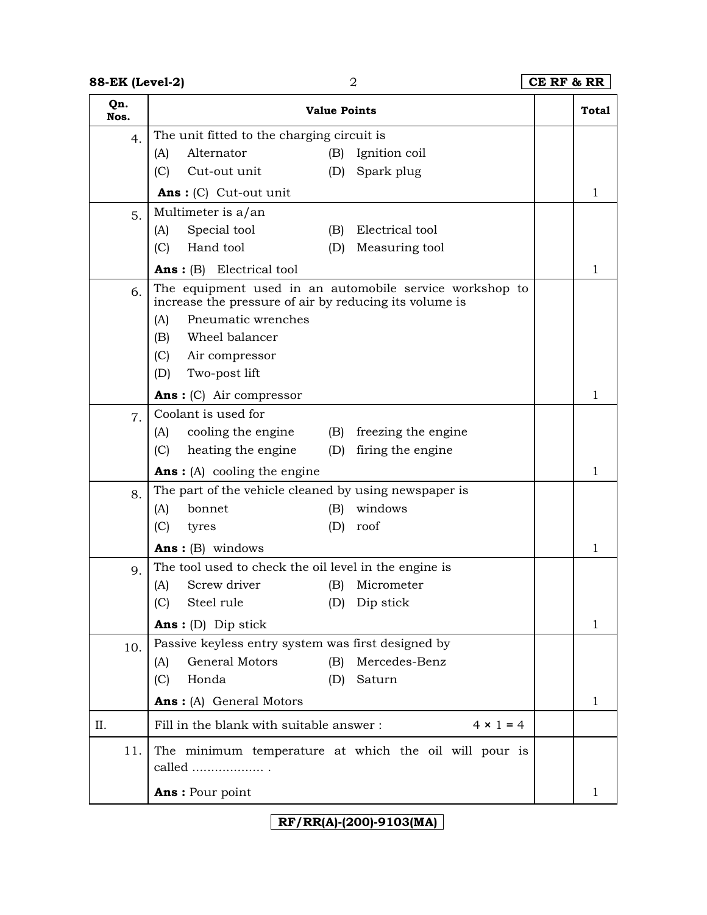| Qn. Nos. | Value Points | | Total |
|---|---|---|---|
| 4. | The unit fitted to the charging circuit is<br>(A) Alternator (B) Ignition coil<br>(C) Cut-out unit (D) Spark plug<br>**Ans :** (C) Cut-out unit | | 1 |
| 5. | Multimeter is a/an<br>(A) Special tool (B) Electrical tool<br>(C) Hand tool (D) Measuring tool<br>**Ans :** (B) Electrical tool | | 1 |
| 6. | The equipment used in an automobile service workshop to increase the pressure of air by reducing its volume is<br>(A) Pneumatic wrenches<br>(B) Wheel balancer<br>(C) Air compressor<br>(D) Two-post lift<br>**Ans :** (C) Air compressor | | 1 |
| 7. | Coolant is used for<br>(A) cooling the engine (B) freezing the engine<br>(C) heating the engine (D) firing the engine<br>**Ans :** (A) cooling the engine | | 1 |
| 8. | The part of the vehicle cleaned by using newspaper is<br>(A) bonnet (B) windows<br>(C) tyres (D) roof<br>**Ans :** (B) windows | | 1 |
| 9. | The tool used to check the oil level in the engine is<br>(A) Screw driver (B) Micrometer<br>(C) Steel rule (D) Dip stick<br>**Ans :** (D) Dip stick | | 1 |
| 10. | Passive keyless entry system was first designed by<br>(A) General Motors (B) Mercedes-Benz<br>(C) Honda (D) Saturn<br>**Ans :** (A) General Motors | | 1 |
| II. | Fill in the blank with suitable answer : 4 × 1 = 4 | | |
| 11. | The minimum temperature at which the oil will pour is called .................. .<br>**Ans :** Pour point | | 1 |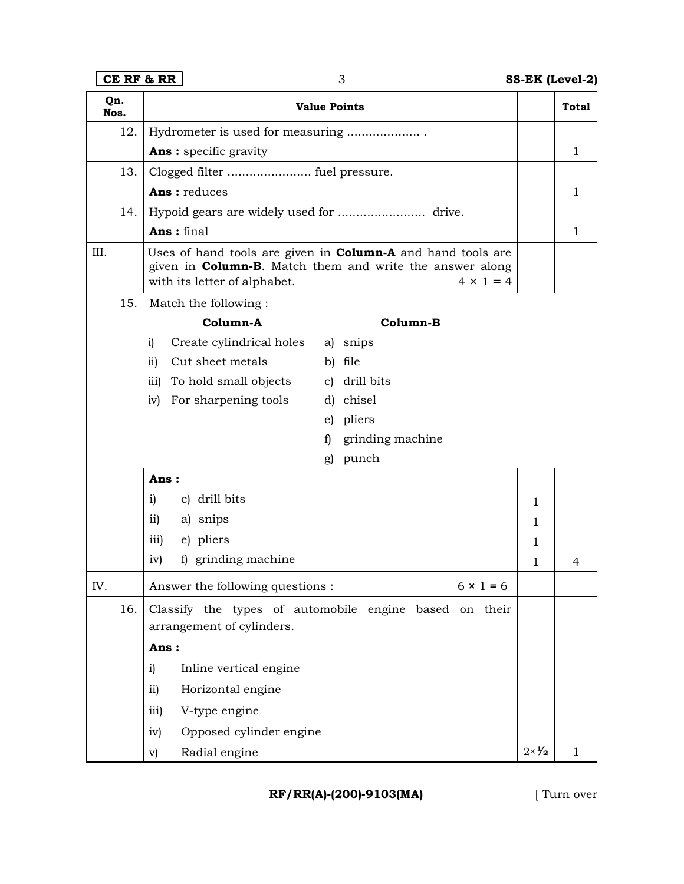| Qn. Nos. | Value Points | | Total |
|---|---|---|---|
| 12. | Hydrometer is used for measuring .................... . | | |
| | **Ans :** specific gravity | | 1 |
| 13. | Clogged filter ....................... fuel pressure. | | |
| | **Ans :** reduces | | 1 |
| 14. | Hypoid gears are widely used for ........................ drive. | | |
| | **Ans :** final | | 1 |
| III. | Uses of hand tools are given in **Column-A** and hand tools are given in **Column-B**. Match them and write the answer along with its letter of alphabet. $4 \times 1 = 4$ | | |
| 15. | Match the following : | | |
| | **Column-A** / **Column-B** | | |
| | i) Create cylindrical holes — a) snips | | |
| | ii) Cut sheet metals — b) file | | |
| | iii) To hold small objects — c) drill bits | | |
| | iv) For sharpening tools — d) chisel | | |
| | e) pliers | | |
| | f) grinding machine | | |
| | g) punch | | |
| | **Ans :** | | |
| | i) c) drill bits | 1 | |
| | ii) a) snips | 1 | |
| | iii) e) pliers | 1 | |
| | iv) f) grinding machine | 1 | 4 |
| IV. | Answer the following questions : $6 \times 1 = 6$ | | |
| 16. | Classify the types of automobile engine based on their arrangement of cylinders. | | |
| | **Ans :** | | |
| | i) Inline vertical engine | | |
| | ii) Horizontal engine | | |
| | iii) V-type engine | | |
| | iv) Opposed cylinder engine | | |
| | v) Radial engine | $2 \times \frac{1}{2}$ | 1 |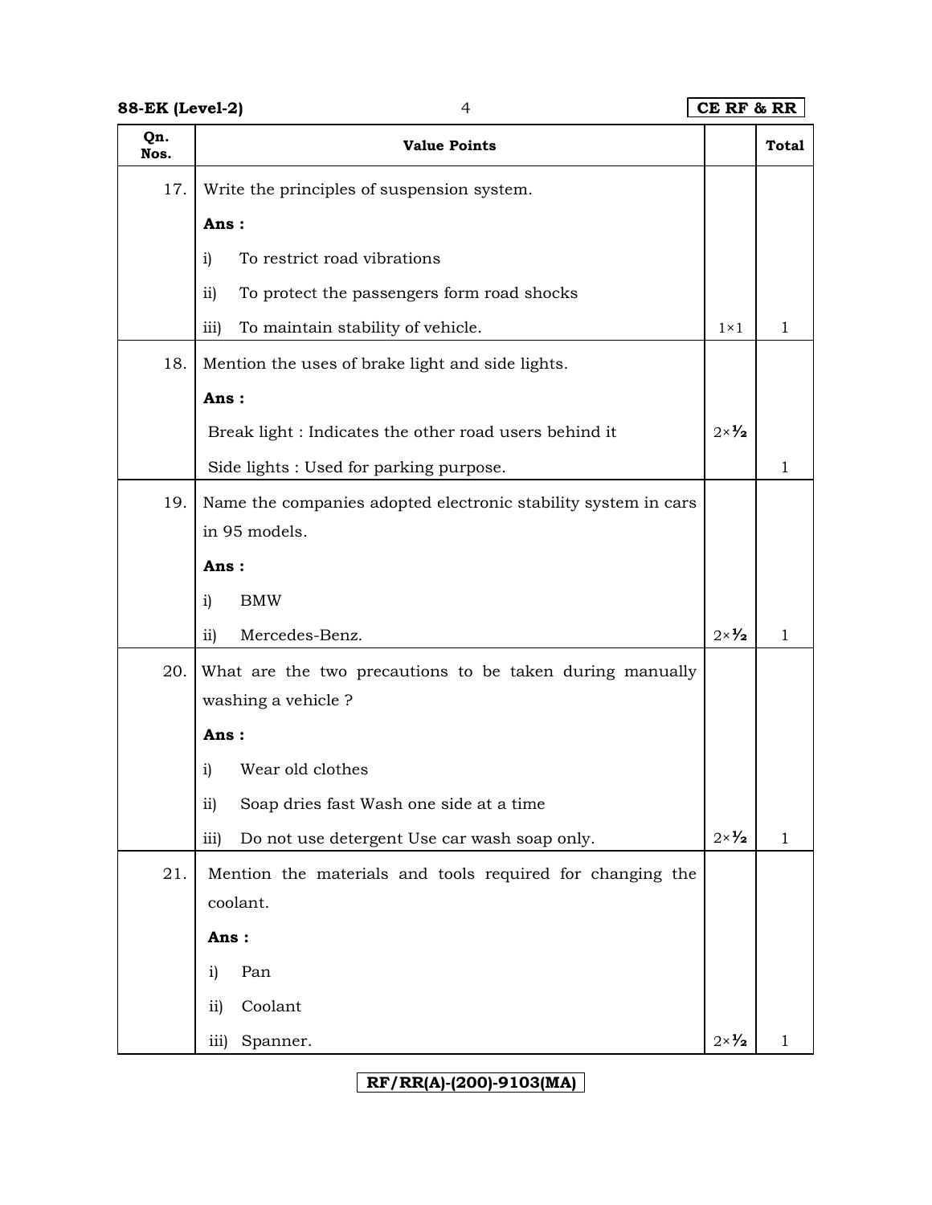| Qn. Nos. | Value Points | | Total |
|---|---|---|---|
| 17. | Write the principles of suspension system.<br>**Ans :**<br>i) To restrict road vibrations<br>ii) To protect the passengers form road shocks<br>iii) To maintain stability of vehicle. | 1×1 | 1 |
| 18. | Mention the uses of brake light and side lights.<br>**Ans :**<br>Break light : Indicates the other road users behind it<br>Side lights : Used for parking purpose. | 2×½ | 1 |
| 19. | Name the companies adopted electronic stability system in cars in 95 models.<br>**Ans :**<br>i) BMW<br>ii) Mercedes-Benz. | 2×½ | 1 |
| 20. | What are the two precautions to be taken during manually washing a vehicle ?<br>**Ans :**<br>i) Wear old clothes<br>ii) Soap dries fast Wash one side at a time<br>iii) Do not use detergent Use car wash soap only. | 2×½ | 1 |
| 21. | Mention the materials and tools required for changing the coolant.<br>**Ans :**<br>i) Pan<br>ii) Coolant<br>iii) Spanner. | 2×½ | 1 |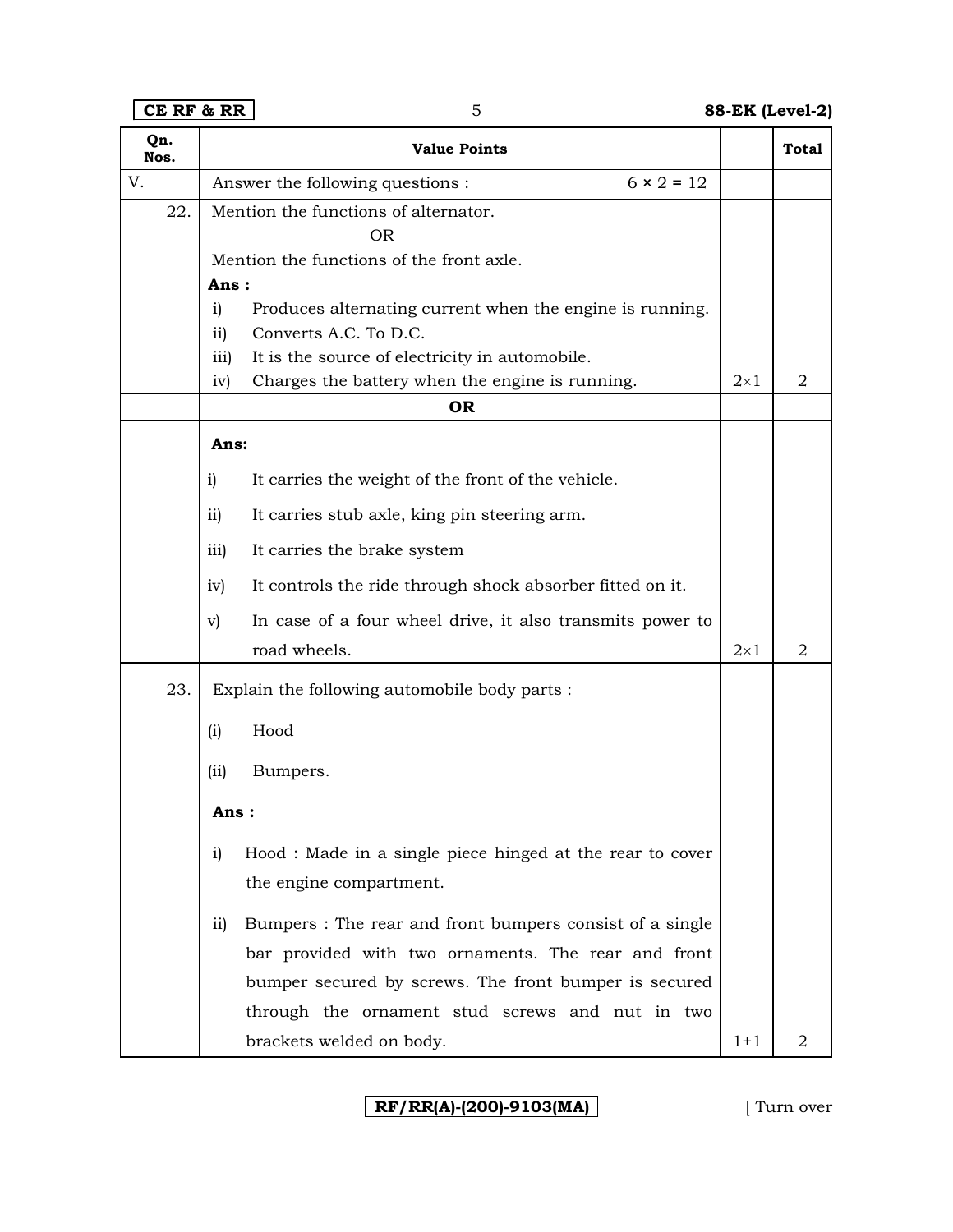| Qn. Nos. | Value Points | | Total |
|---|---|---|---|
| V. | Answer the following questions : $6 \times 2 = 12$ | | |
| 22. | Mention the functions of alternator.<br>OR<br>Mention the functions of the front axle.<br>**Ans :**<br>i) Produces alternating current when the engine is running.<br>ii) Converts A.C. To D.C.<br>iii) It is the source of electricity in automobile.<br>iv) Charges the battery when the engine is running. | $2 \times 1$ | 2 |
| | **OR** | | |
| | **Ans:**<br>i) It carries the weight of the front of the vehicle.<br>ii) It carries stub axle, king pin steering arm.<br>iii) It carries the brake system<br>iv) It controls the ride through shock absorber fitted on it.<br>v) In case of a four wheel drive, it also transmits power to road wheels. | $2 \times 1$ | 2 |
| 23. | Explain the following automobile body parts :<br>(i) Hood<br>(ii) Bumpers.<br>**Ans :**<br>i) Hood : Made in a single piece hinged at the rear to cover the engine compartment.<br>ii) Bumpers : The rear and front bumpers consist of a single bar provided with two ornaments. The rear and front bumper secured by screws. The front bumper is secured through the ornament stud screws and nut in two brackets welded on body. | 1+1 | 2 |

RF/RR(A)-(200)-9103(MA)

[ Turn over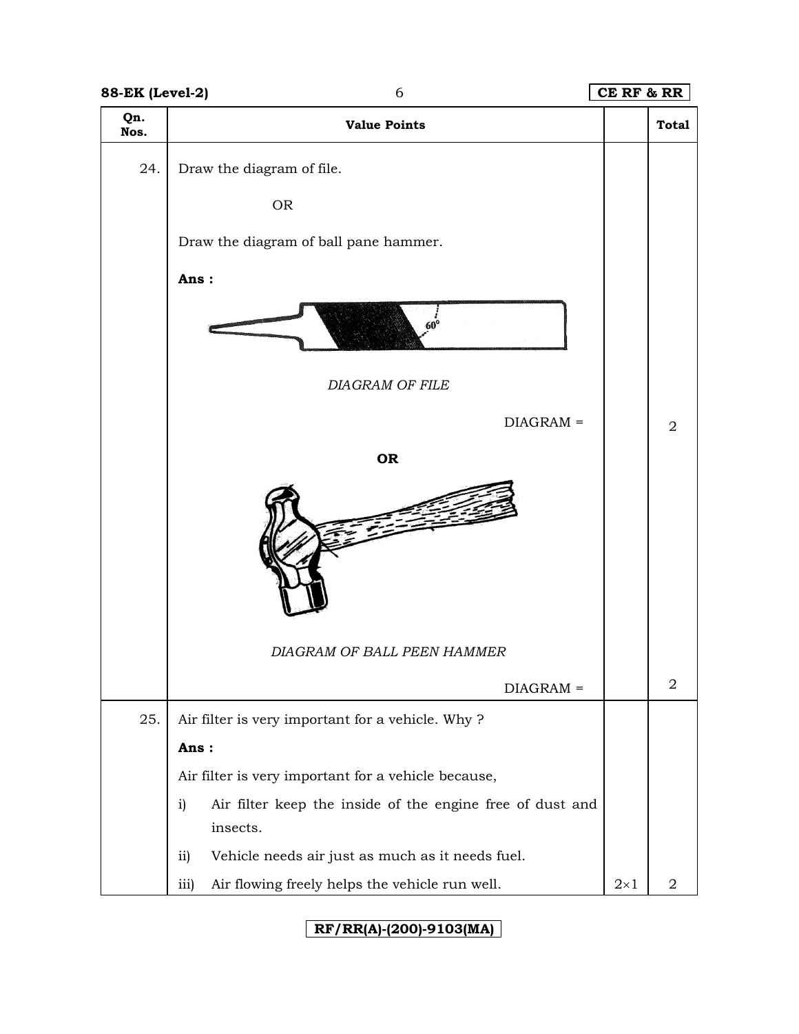| Qn. Nos. | Value Points | | Total |
|---|---|---|---|
| 24. | Draw the diagram of file.<br><br>OR<br><br>Draw the diagram of ball pane hammer.<br><br>**Ans :**<br><br>60°<br><br>*DIAGRAM OF FILE*<br><br>DIAGRAM = | | 2 |
| | **OR**<br><br>*DIAGRAM OF BALL PEEN HAMMER*<br><br>DIAGRAM = | | 2 |
| 25. | Air filter is very important for a vehicle. Why ?<br><br>**Ans :**<br><br>Air filter is very important for a vehicle because,<br><br>i) Air filter keep the inside of the engine free of dust and insects.<br><br>ii) Vehicle needs air just as much as it needs fuel.<br><br>iii) Air flowing freely helps the vehicle run well. | $2 \times 1$ | 2 |

RF/RR(A)-(200)-9103(MA)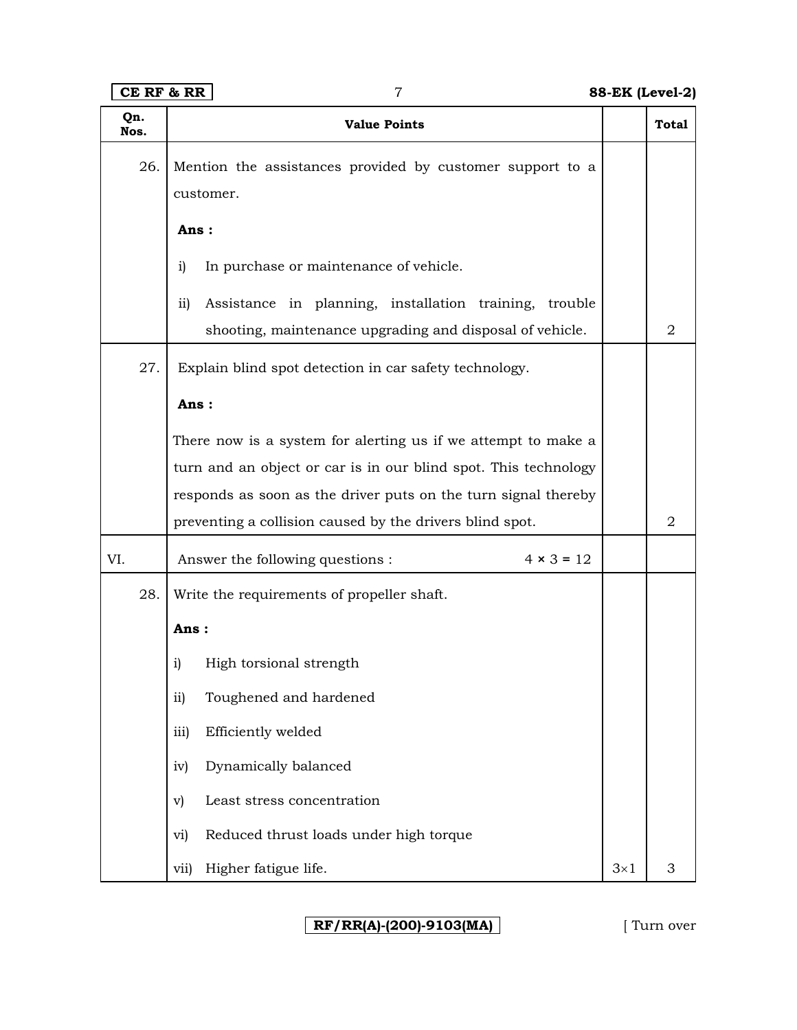| Qn. Nos. | Value Points | | Total |
|---|---|---|---|
| 26. | Mention the assistances provided by customer support to a customer.<br><br>**Ans :**<br><br>i) In purchase or maintenance of vehicle.<br><br>ii) Assistance in planning, installation training, trouble shooting, maintenance upgrading and disposal of vehicle. | | 2 |
| 27. | Explain blind spot detection in car safety technology.<br><br>**Ans :**<br><br>There now is a system for alerting us if we attempt to make a turn and an object or car is in our blind spot. This technology responds as soon as the driver puts on the turn signal thereby preventing a collision caused by the drivers blind spot. | | 2 |
| VI. | Answer the following questions : $4 \times 3 = 12$ | | |
| 28. | Write the requirements of propeller shaft.<br><br>**Ans :**<br><br>i) High torsional strength<br><br>ii) Toughened and hardened<br><br>iii) Efficiently welded<br><br>iv) Dynamically balanced<br><br>v) Least stress concentration<br><br>vi) Reduced thrust loads under high torque<br><br>vii) Higher fatigue life. | $3 \times 1$ | 3 |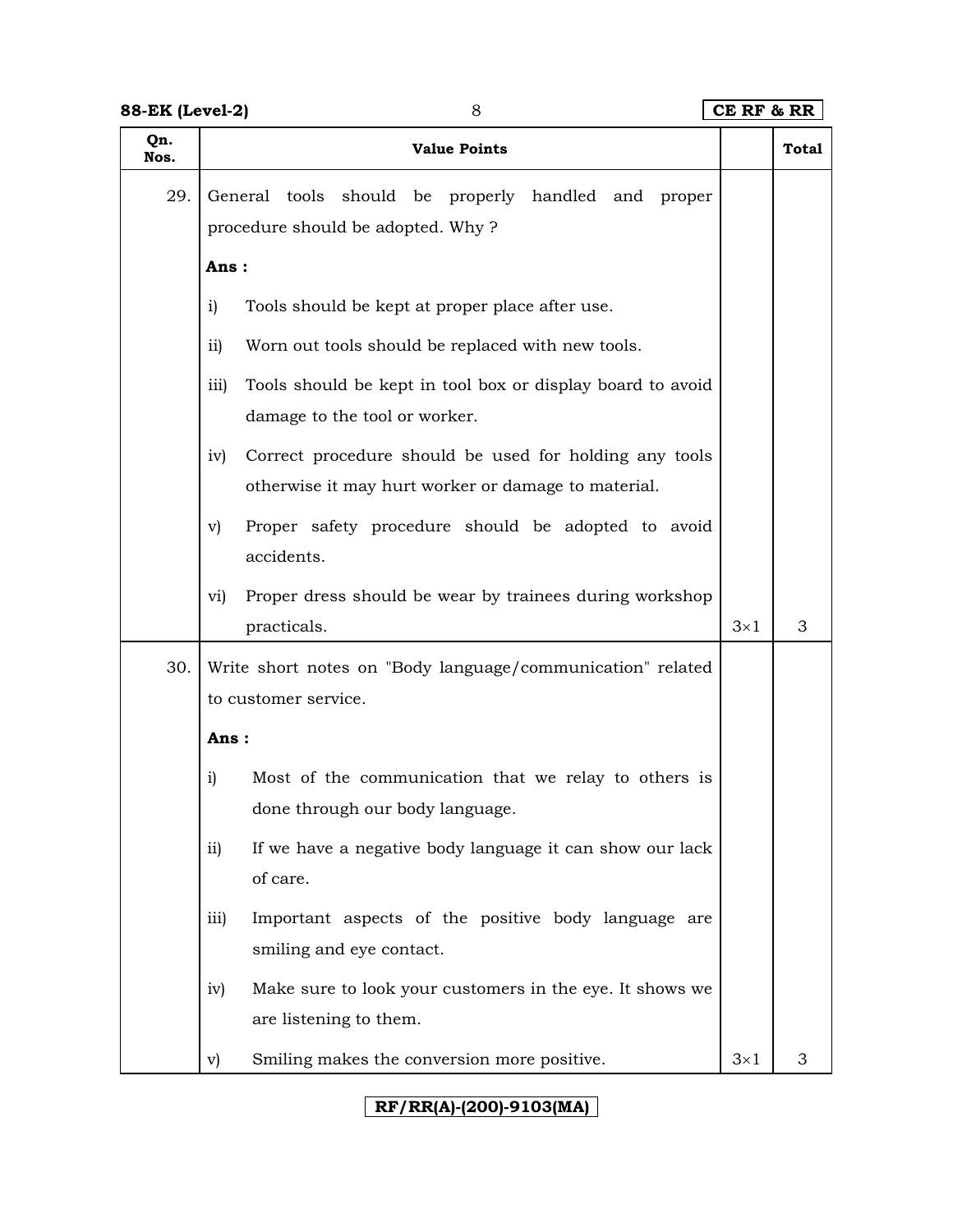| Qn. Nos. | Value Points | | Total |
|---|---|---|---|
| 29. | General tools should be properly handled and proper procedure should be adopted. Why ?<br><br>**Ans :**<br><br>i) Tools should be kept at proper place after use.<br><br>ii) Worn out tools should be replaced with new tools.<br><br>iii) Tools should be kept in tool box or display board to avoid damage to the tool or worker.<br><br>iv) Correct procedure should be used for holding any tools otherwise it may hurt worker or damage to material.<br><br>v) Proper safety procedure should be adopted to avoid accidents.<br><br>vi) Proper dress should be wear by trainees during workshop practicals. | $3 \times 1$ | 3 |
| 30. | Write short notes on "Body language/communication" related to customer service.<br><br>**Ans :**<br><br>i) Most of the communication that we relay to others is done through our body language.<br><br>ii) If we have a negative body language it can show our lack of care.<br><br>iii) Important aspects of the positive body language are smiling and eye contact.<br><br>iv) Make sure to look your customers in the eye. It shows we are listening to them.<br><br>v) Smiling makes the conversion more positive. | $3 \times 1$ | 3 |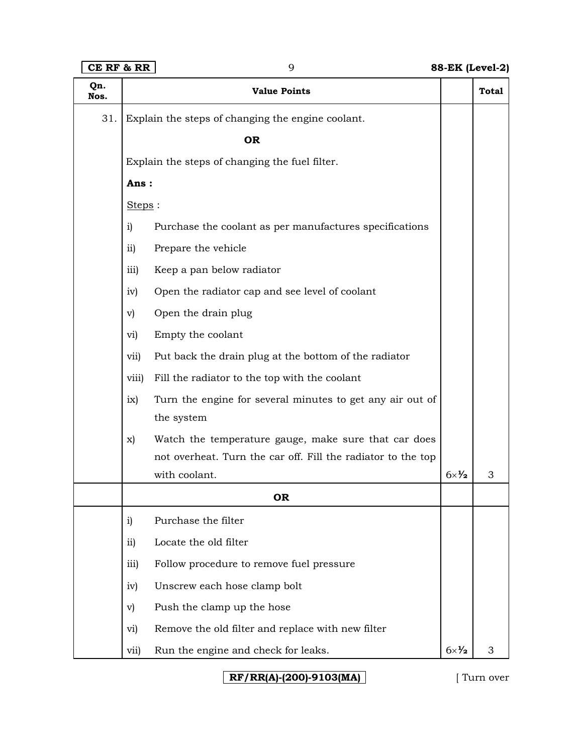| Qn. Nos. | Value Points | | Total |
|---|---|---|---|
| 31. | Explain the steps of changing the engine coolant. | | |
| | **OR** | | |
| | Explain the steps of changing the fuel filter. | | |
| | **Ans :** | | |
| | Steps : | | |
| | i) Purchase the coolant as per manufactures specifications | | |
| | ii) Prepare the vehicle | | |
| | iii) Keep a pan below radiator | | |
| | iv) Open the radiator cap and see level of coolant | | |
| | v) Open the drain plug | | |
| | vi) Empty the coolant | | |
| | vii) Put back the drain plug at the bottom of the radiator | | |
| | viii) Fill the radiator to the top with the coolant | | |
| | ix) Turn the engine for several minutes to get any air out of the system | | |
| | x) Watch the temperature gauge, make sure that car does not overheat. Turn the car off. Fill the radiator to the top with coolant. | $6 \times \frac{1}{2}$ | 3 |
| | **OR** | | |
| | i) Purchase the filter | | |
| | ii) Locate the old filter | | |
| | iii) Follow procedure to remove fuel pressure | | |
| | iv) Unscrew each hose clamp bolt | | |
| | v) Push the clamp up the hose | | |
| | vi) Remove the old filter and replace with new filter | | |
| | vii) Run the engine and check for leaks. | $6 \times \frac{1}{2}$ | 3 |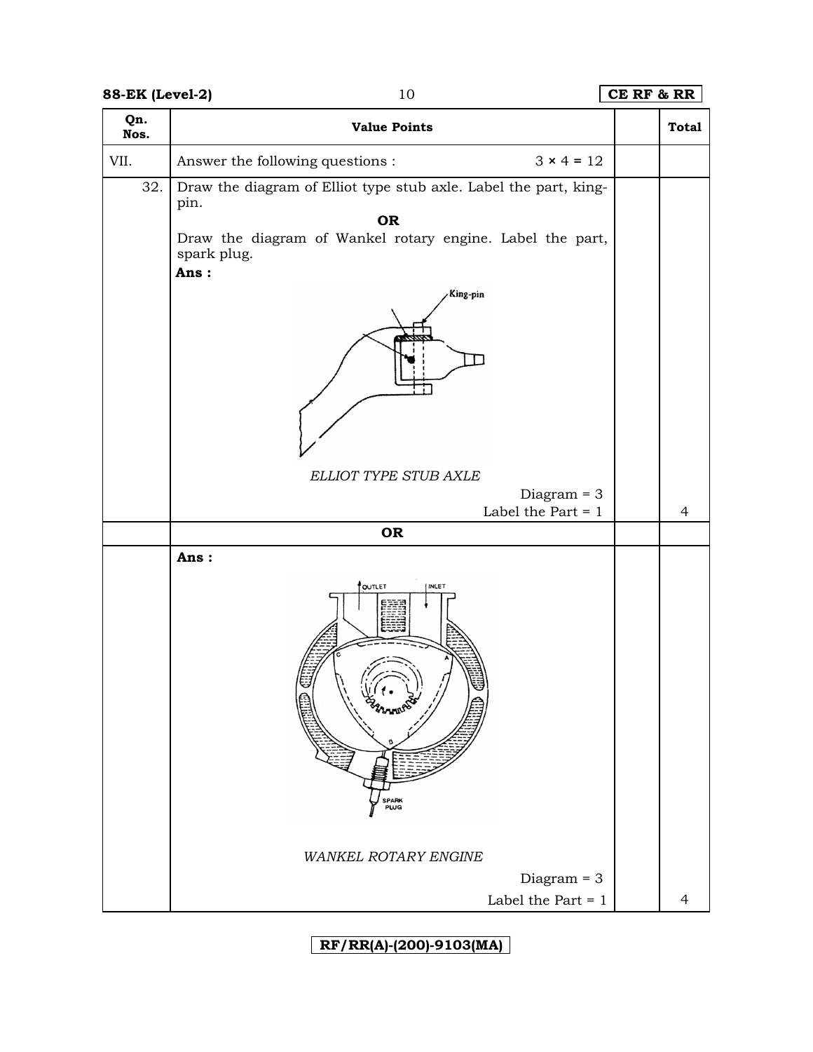| Qn. Nos. | Value Points | | Total |
|---|---|---|---|
| VII. | Answer the following questions : $3 \times 4 = 12$ | | |
| 32. | Draw the diagram of Elliot type stub axle. Label the part, king-pin.<br>**OR**<br>Draw the diagram of Wankel rotary engine. Label the part, spark plug.<br>**Ans :**<br>King-pin<br>*ELLIOT TYPE STUB AXLE*<br>Diagram = 3<br>Label the Part = 1 | | 4 |
| | **OR** | | |
| | **Ans :**<br>OUTLET INLET SPARK PLUG<br>*WANKEL ROTARY ENGINE*<br>Diagram = 3<br>Label the Part = 1 | | 4 |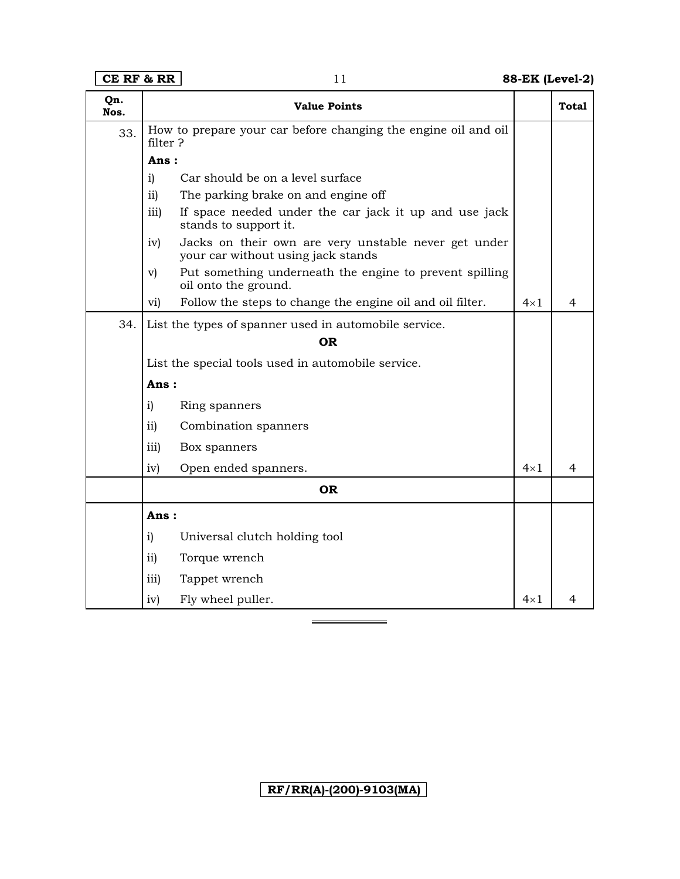| Qn. Nos. | Value Points | | Total |
|---|---|---|---|
| 33. | How to prepare your car before changing the engine oil and oil filter ? | | |
| | **Ans :** | | |
| | i) Car should be on a level surface | | |
| | ii) The parking brake on and engine off | | |
| | iii) If space needed under the car jack it up and use jack stands to support it. | | |
| | iv) Jacks on their own are very unstable never get under your car without using jack stands | | |
| | v) Put something underneath the engine to prevent spilling oil onto the ground. | | |
| | vi) Follow the steps to change the engine oil and oil filter. | 4×1 | 4 |
| 34. | List the types of spanner used in automobile service. | | |
| | **OR** | | |
| | List the special tools used in automobile service. | | |
| | **Ans :** | | |
| | i) Ring spanners | | |
| | ii) Combination spanners | | |
| | iii) Box spanners | | |
| | iv) Open ended spanners. | 4×1 | 4 |
| | **OR** | | |
| | **Ans :** | | |
| | i) Universal clutch holding tool | | |
| | ii) Torque wrench | | |
| | iii) Tappet wrench | | |
| | iv) Fly wheel puller. | 4×1 | 4 |